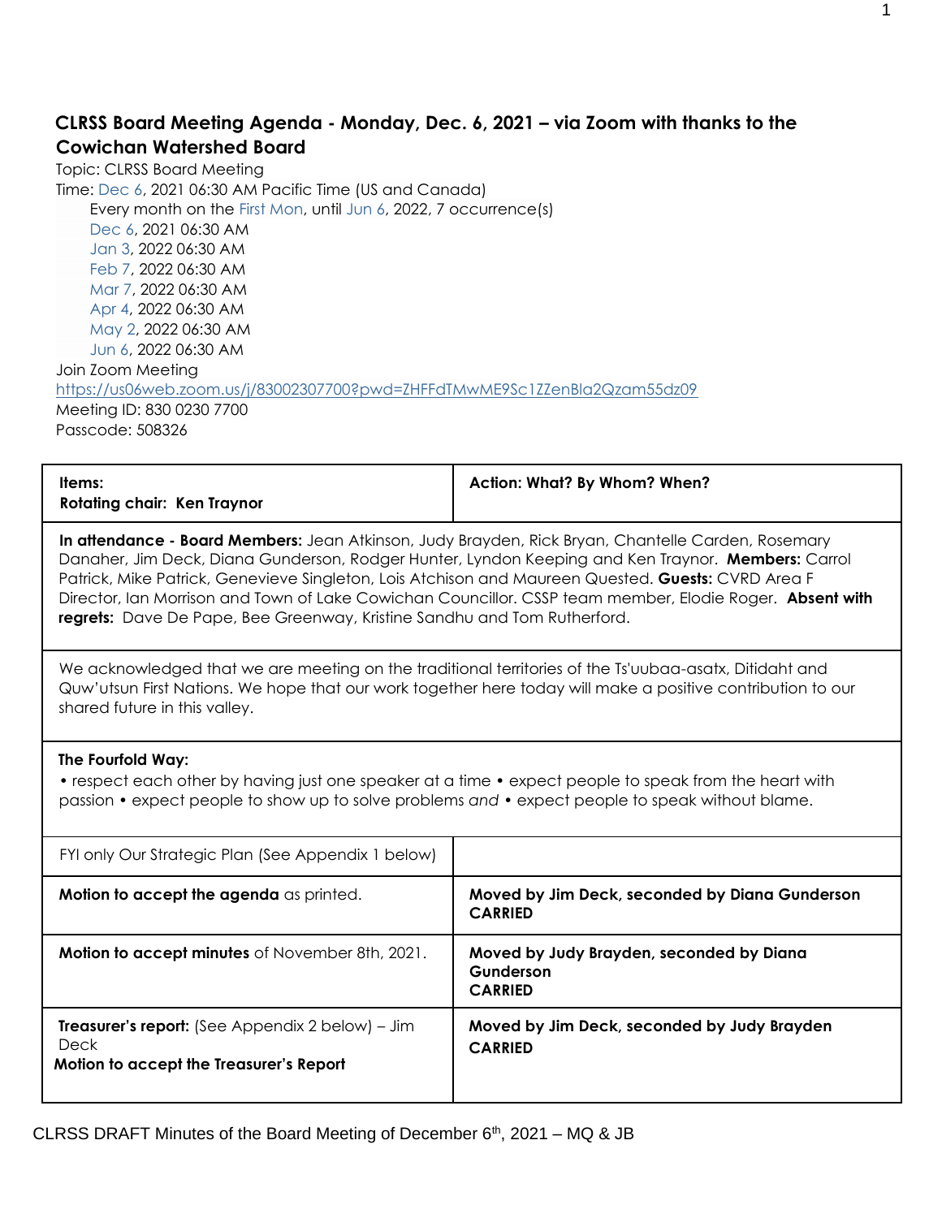## CLRSS Board Meeting Agenda - Monday, Dec. 6, 2021 – via Zoom with thanks to the Cowichan Watershed Board

Topic: CLRSS Board Meeting
Time: Dec 6, 2021 06:30 AM Pacific Time (US and Canada)
Every month on the First Mon, until Jun 6, 2022, 7 occurrence(s)
Dec 6, 2021 06:30 AM
Jan 3, 2022 06:30 AM
Feb 7, 2022 06:30 AM
Mar 7, 2022 06:30 AM
Apr 4, 2022 06:30 AM
May 2, 2022 06:30 AM
Jun 6, 2022 06:30 AM
Join Zoom Meeting
https://us06web.zoom.us/j/83002307700?pwd=ZHFFdTMwME9Sc1ZZenBla2Qzam55dz09
Meeting ID: 830 0230 7700
Passcode: 508326

| **Items:** **Rotating chair: Ken Traynor** | **Action: What? By Whom? When?** |
|---|---|
| **In attendance - Board Members:** Jean Atkinson, Judy Brayden, Rick Bryan, Chantelle Carden, Rosemary Danaher, Jim Deck, Diana Gunderson, Rodger Hunter, Lyndon Keeping and Ken Traynor. **Members:** Carrol Patrick, Mike Patrick, Genevieve Singleton, Lois Atchison and Maureen Quested. **Guests:** CVRD Area F Director, Ian Morrison and Town of Lake Cowichan Councillor. CSSP team member, Elodie Roger. **Absent with regrets:** Dave De Pape, Bee Greenway, Kristine Sandhu and Tom Rutherford. | |
| We acknowledged that we are meeting on the traditional territories of the Ts'uubaa-asatx, Ditidaht and Quw'utsun First Nations. We hope that our work together here today will make a positive contribution to our shared future in this valley. | |
| **The Fourfold Way:** • respect each other by having just one speaker at a time • expect people to speak from the heart with passion • expect people to show up to solve problems *and* • expect people to speak without blame. | |
| FYI only Our Strategic Plan (See Appendix 1 below) | |
| **Motion to accept the agenda** as printed. | **Moved by Jim Deck, seconded by Diana Gunderson CARRIED** |
| **Motion to accept minutes** of November 8th, 2021. | **Moved by Judy Brayden, seconded by Diana Gunderson CARRIED** |
| **Treasurer's report:** (See Appendix 2 below) – Jim Deck **Motion to accept the Treasurer's Report** | **Moved by Jim Deck, seconded by Judy Brayden CARRIED** |

CLRSS DRAFT Minutes of the Board Meeting of December 6th, 2021 – MQ & JB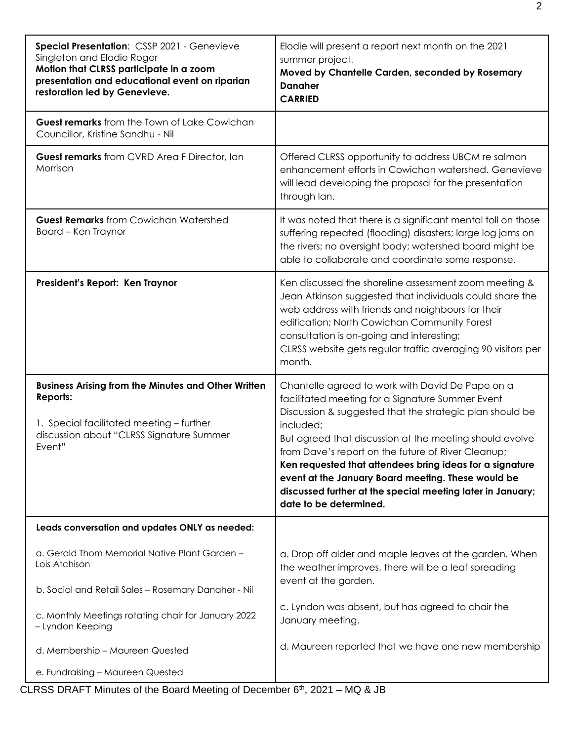| | |
|---|---|
| **Special Presentation**: CSSP 2021 - Genevieve Singleton and Elodie Roger<br>**Motion that CLRSS participate in a zoom presentation and educational event on riparian restoration led by Genevieve.** | Elodie will present a report next month on the 2021 summer project.<br>**Moved by Chantelle Carden, seconded by Rosemary Danaher**<br>**CARRIED** |
| **Guest remarks** from the Town of Lake Cowichan Councillor, Kristine Sandhu - Nil | |
| **Guest remarks** from CVRD Area F Director, Ian Morrison | Offered CLRSS opportunity to address UBCM re salmon enhancement efforts in Cowichan watershed. Genevieve will lead developing the proposal for the presentation through Ian. |
| **Guest Remarks** from Cowichan Watershed Board – Ken Traynor | It was noted that there is a significant mental toll on those suffering repeated (flooding) disasters; large log jams on the rivers; no oversight body; watershed board might be able to collaborate and coordinate some response. |
| **President's Report: Ken Traynor** | Ken discussed the shoreline assessment zoom meeting & Jean Atkinson suggested that individuals could share the web address with friends and neighbours for their edification; North Cowichan Community Forest consultation is on-going and interesting;<br>CLRSS website gets regular traffic averaging 90 visitors per month. |
| **Business Arising from the Minutes and Other Written Reports:**<br><br>1. Special facilitated meeting – further discussion about "CLRSS Signature Summer Event" | Chantelle agreed to work with David De Pape on a facilitated meeting for a Signature Summer Event Discussion & suggested that the strategic plan should be included;<br>But agreed that discussion at the meeting should evolve from Dave's report on the future of River Cleanup;<br>**Ken requested that attendees bring ideas for a signature event at the January Board meeting. These would be discussed further at the special meeting later in January; date to be determined.** |
| **Leads conversation and updates ONLY as needed:**<br><br>a. Gerald Thom Memorial Native Plant Garden – Lois Atchison<br><br>b. Social and Retail Sales – Rosemary Danaher - Nil<br><br>c. Monthly Meetings rotating chair for January 2022 – Lyndon Keeping<br><br>d. Membership – Maureen Quested<br><br>e. Fundraising – Maureen Quested | a. Drop off alder and maple leaves at the garden. When the weather improves, there will be a leaf spreading event at the garden.<br><br>c. Lyndon was absent, but has agreed to chair the January meeting.<br><br>d. Maureen reported that we have one new membership |

CLRSS DRAFT Minutes of the Board Meeting of December 6th, 2021 – MQ & JB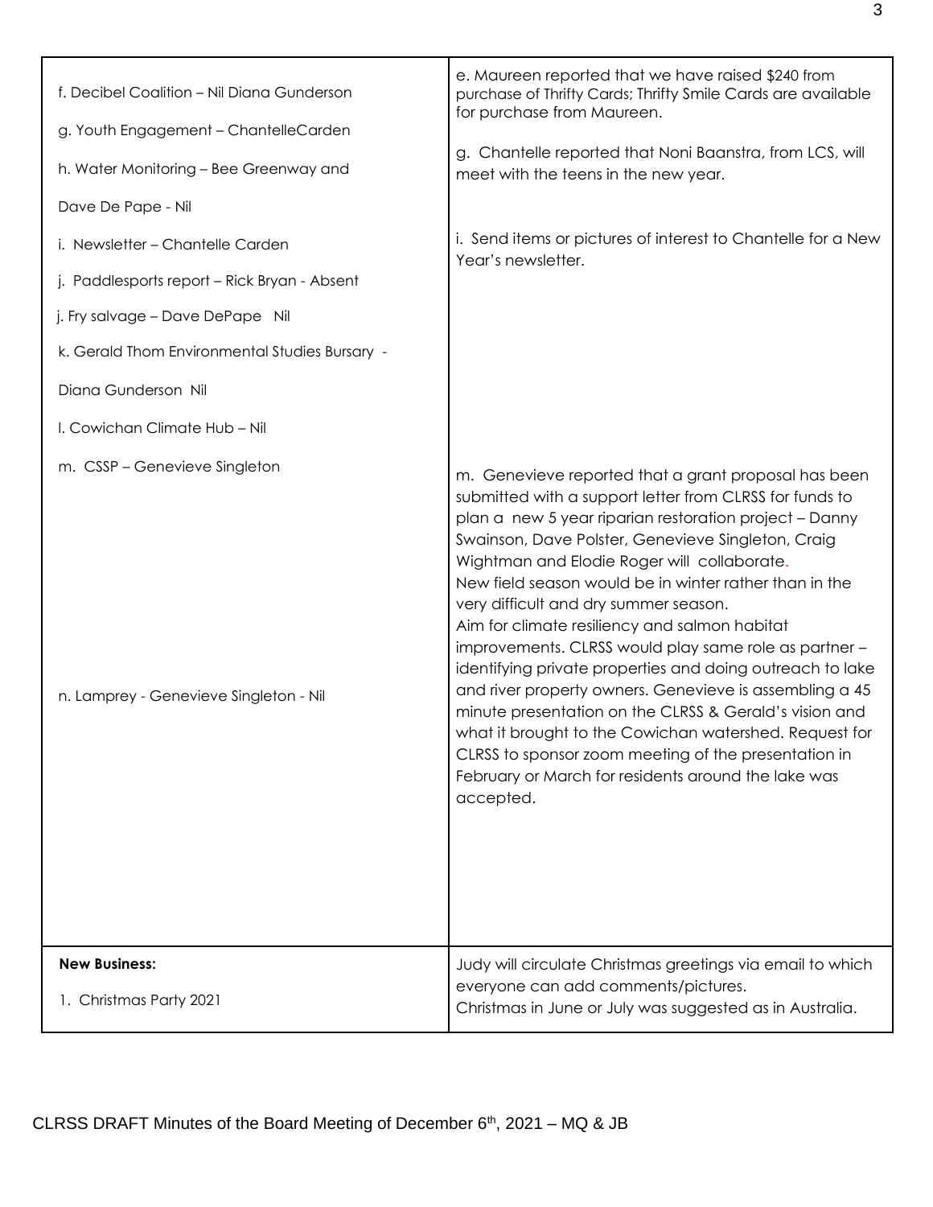| | |
|---|---|
| f. Decibel Coalition – Nil Diana Gunderson<br><br>g. Youth Engagement – ChantelleCarden<br><br>h. Water Monitoring – Bee Greenway and<br><br>Dave De Pape - Nil<br><br>i. Newsletter – Chantelle Carden<br><br>j. Paddlesports report – Rick Bryan - Absent<br><br>j. Fry salvage – Dave DePape Nil<br><br>k. Gerald Thom Environmental Studies Bursary -<br><br>Diana Gunderson Nil<br><br>l. Cowichan Climate Hub – Nil<br><br>m. CSSP – Genevieve Singleton<br><br>n. Lamprey - Genevieve Singleton - Nil | e. Maureen reported that we have raised $240 from purchase of Thrifty Cards; Thrifty Smile Cards are available for purchase from Maureen.<br><br>g. Chantelle reported that Noni Baanstra, from LCS, will meet with the teens in the new year.<br><br>i. Send items or pictures of interest to Chantelle for a New Year's newsletter.<br><br>m. Genevieve reported that a grant proposal has been submitted with a support letter from CLRSS for funds to plan a new 5 year riparian restoration project – Danny Swainson, Dave Polster, Genevieve Singleton, Craig Wightman and Elodie Roger will collaborate.<br>New field season would be in winter rather than in the very difficult and dry summer season.<br>Aim for climate resiliency and salmon habitat improvements. CLRSS would play same role as partner – identifying private properties and doing outreach to lake and river property owners. Genevieve is assembling a 45 minute presentation on the CLRSS & Gerald's vision and what it brought to the Cowichan watershed. Request for CLRSS to sponsor zoom meeting of the presentation in February or March for residents around the lake was accepted. |
| **New Business:**<br><br>1. Christmas Party 2021 | Judy will circulate Christmas greetings via email to which everyone can add comments/pictures.<br>Christmas in June or July was suggested as in Australia. |

CLRSS DRAFT Minutes of the Board Meeting of December 6th, 2021 – MQ & JB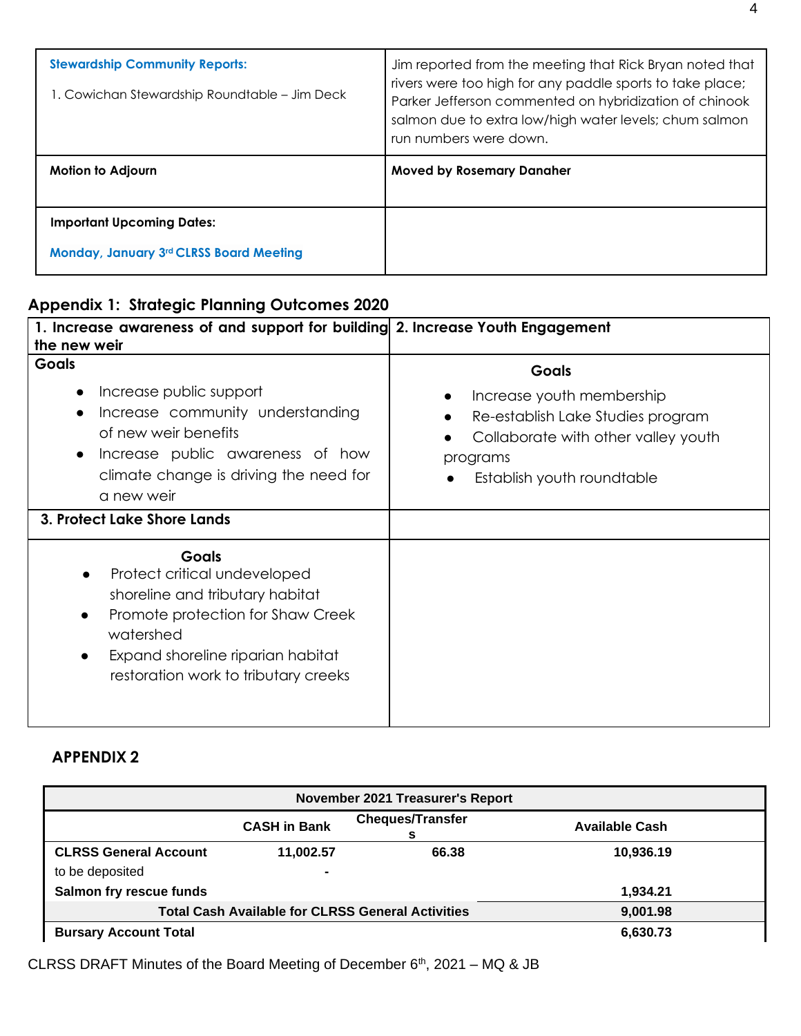| **Stewardship Community Reports:**<br><br>1. Cowichan Stewardship Roundtable – Jim Deck | Jim reported from the meeting that Rick Bryan noted that rivers were too high for any paddle sports to take place; Parker Jefferson commented on hybridization of chinook salmon due to extra low/high water levels; chum salmon run numbers were down. |
|---|---|
| **Motion to Adjourn** | **Moved by Rosemary Danaher** |
| **Important Upcoming Dates:**<br><br>**Monday, January 3rd CLRSS Board Meeting** | |

## Appendix 1: Strategic Planning Outcomes 2020

| 1. Increase awareness of and support for building the new weir | 2. Increase Youth Engagement |
|---|---|
| **Goals**<br>• Increase public support<br>• Increase community understanding of new weir benefits<br>• Increase public awareness of how climate change is driving the need for a new weir | **Goals**<br>• Increase youth membership<br>• Re-establish Lake Studies program<br>• Collaborate with other valley youth programs<br>• Establish youth roundtable |
| **3. Protect Lake Shore Lands** | |
| **Goals**<br>• Protect critical undeveloped shoreline and tributary habitat<br>• Promote protection for Shaw Creek watershed<br>• Expand shoreline riparian habitat restoration work to tributary creeks | |

## APPENDIX 2

| November 2021 Treasurer's Report | | | |
|---|---|---|---|
| | **CASH in Bank** | **Cheques/Transfers** | **Available Cash** |
| **CLRSS General Account** | **11,002.57** | **66.38** | **10,936.19** |
| to be deposited | - | | |
| **Salmon fry rescue funds** | | | **1,934.21** |
| **Total Cash Available for CLRSS General Activities** | | | **9,001.98** |
| **Bursary Account Total** | | | **6,630.73** |

CLRSS DRAFT Minutes of the Board Meeting of December 6th, 2021 – MQ & JB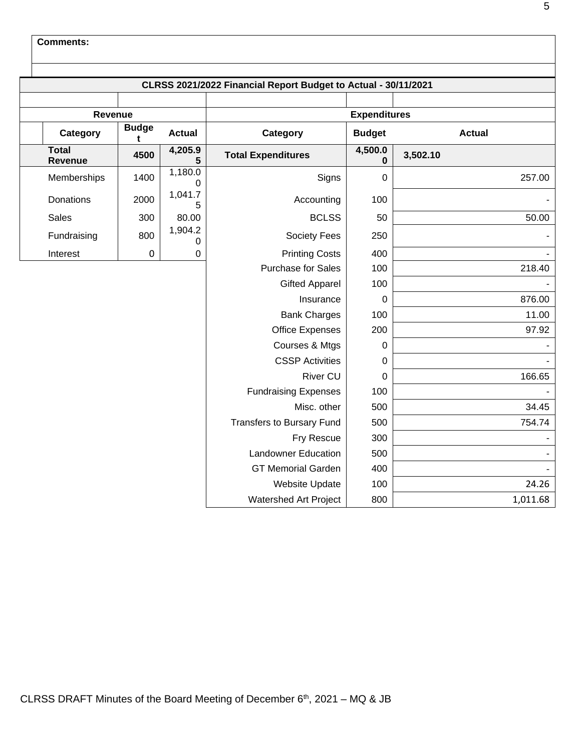**Comments:**

## CLRSS 2021/2022 Financial Report Budget to Actual - 30/11/2021

| Revenue | | | Expenditures | | |
|---|---|---|---|---|---|
| **Category** | **Budget** | **Actual** | **Category** | **Budget** | **Actual** |
| **Total Revenue** | **4500** | **4,205.95** | **Total Expenditures** | **4,500.00** | **3,502.10** |
| Memberships | 1400 | 1,180.00 | Signs | 0 | 257.00 |
| Donations | 2000 | 1,041.75 | Accounting | 100 | - |
| Sales | 300 | 80.00 | BCLSS | 50 | 50.00 |
| Fundraising | 800 | 1,904.20 | Society Fees | 250 | - |
| Interest | 0 | 0 | Printing Costs | 400 | - |
| | | | Purchase for Sales | 100 | 218.40 |
| | | | Gifted Apparel | 100 | - |
| | | | Insurance | 0 | 876.00 |
| | | | Bank Charges | 100 | 11.00 |
| | | | Office Expenses | 200 | 97.92 |
| | | | Courses & Mtgs | 0 | - |
| | | | CSSP Activities | 0 | - |
| | | | River CU | 0 | 166.65 |
| | | | Fundraising Expenses | 100 | - |
| | | | Misc. other | 500 | 34.45 |
| | | | Transfers to Bursary Fund | 500 | 754.74 |
| | | | Fry Rescue | 300 | - |
| | | | Landowner Education | 500 | - |
| | | | GT Memorial Garden | 400 | - |
| | | | Website Update | 100 | 24.26 |
| | | | Watershed Art Project | 800 | 1,011.68 |

CLRSS DRAFT Minutes of the Board Meeting of December 6th, 2021 – MQ & JB